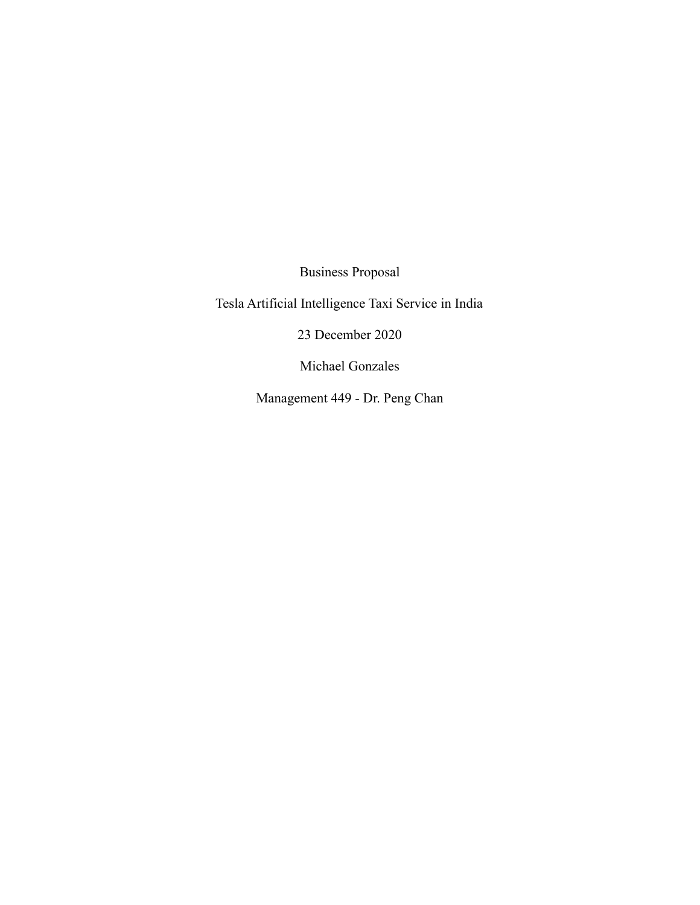Business Proposal

Tesla Artificial Intelligence Taxi Service in India

23 December 2020

Michael Gonzales

Management 449 - Dr. Peng Chan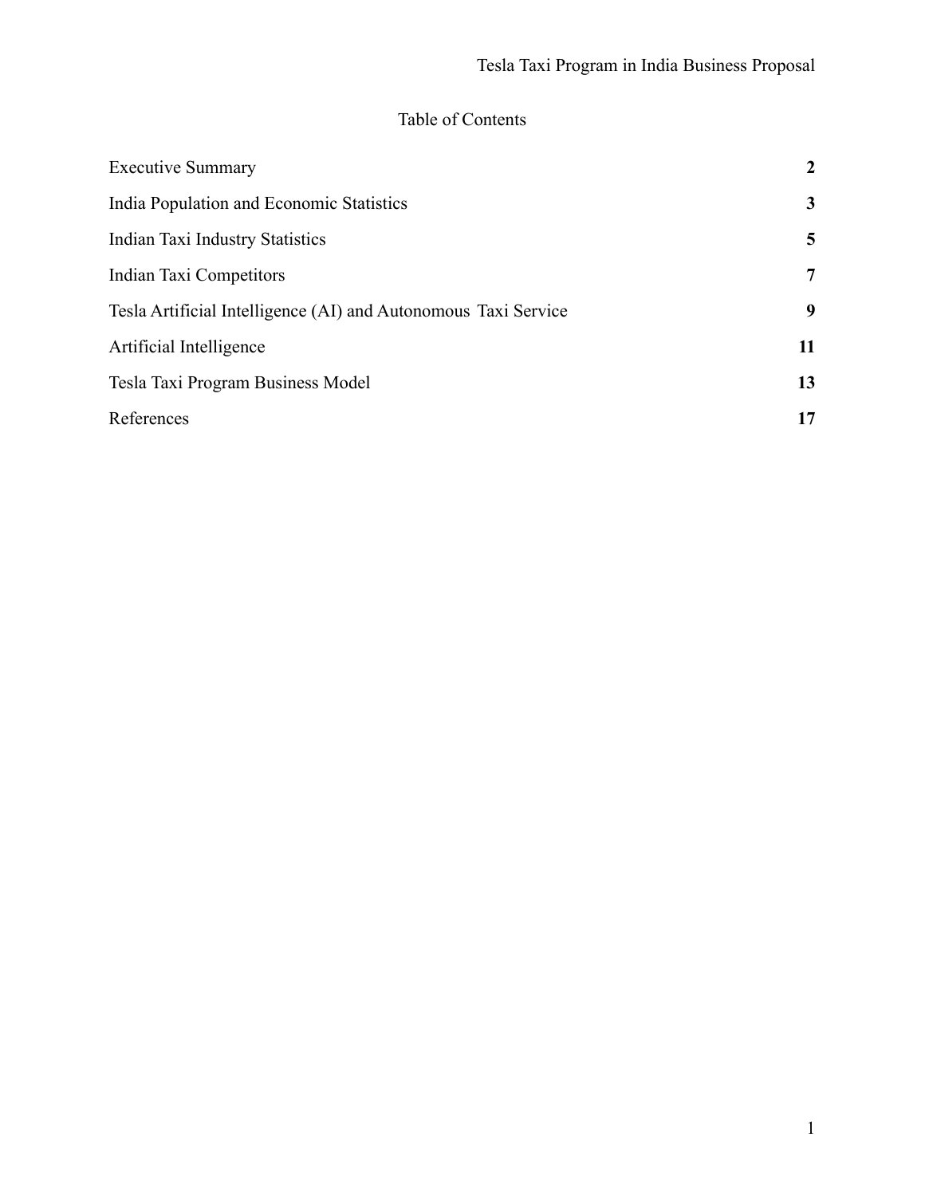# Table of Contents

| | |
|---|---|
| Executive Summary | **2** |
| India Population and Economic Statistics | **3** |
| Indian Taxi Industry Statistics | **5** |
| Indian Taxi Competitors | **7** |
| Tesla Artificial Intelligence (AI) and Autonomous Taxi Service | **9** |
| Artificial Intelligence | **11** |
| Tesla Taxi Program Business Model | **13** |
| References | **17** |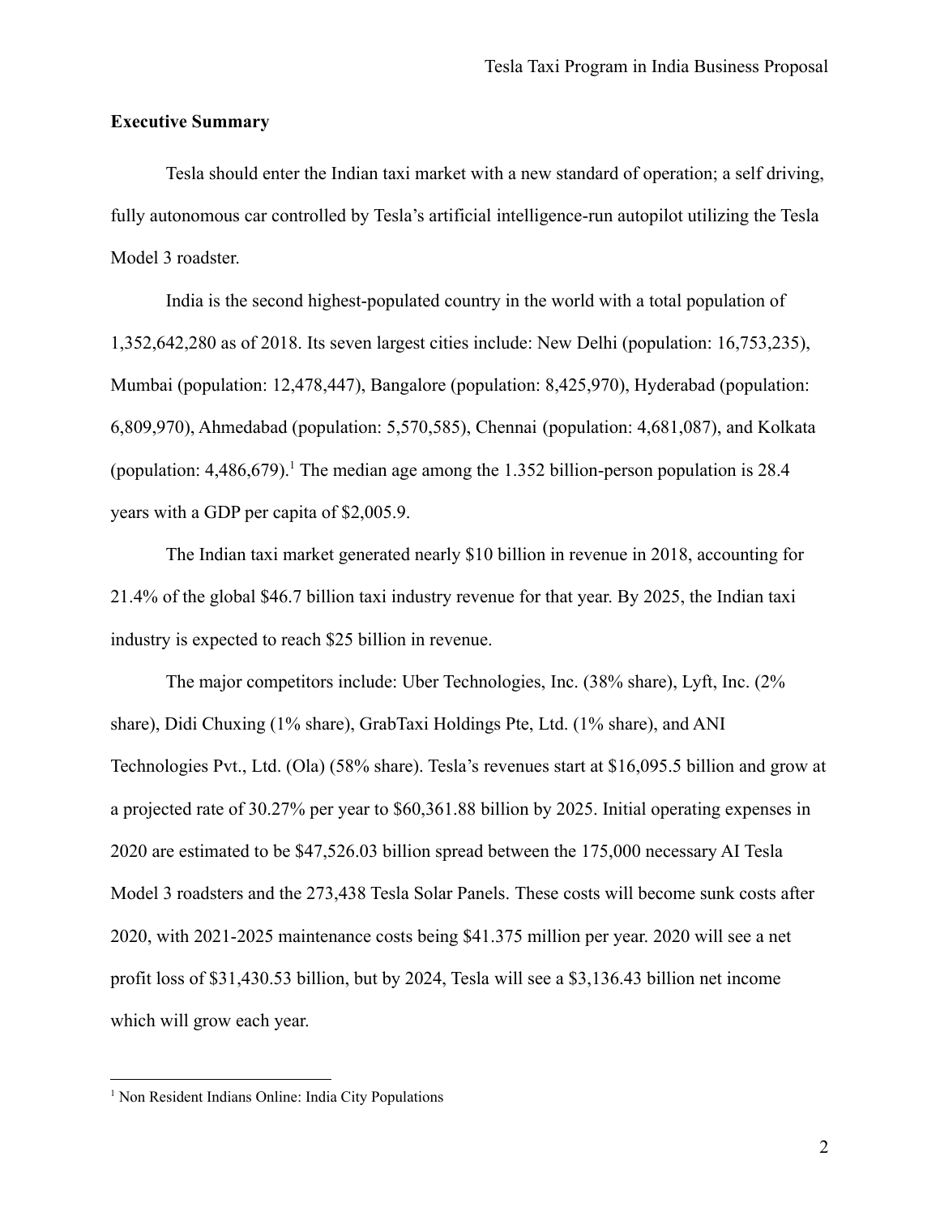**Executive Summary**

Tesla should enter the Indian taxi market with a new standard of operation; a self driving, fully autonomous car controlled by Tesla's artificial intelligence-run autopilot utilizing the Tesla Model 3 roadster.

India is the second highest-populated country in the world with a total population of 1,352,642,280 as of 2018. Its seven largest cities include: New Delhi (population: 16,753,235), Mumbai (population: 12,478,447), Bangalore (population: 8,425,970), Hyderabad (population: 6,809,970), Ahmedabad (population: 5,570,585), Chennai (population: 4,681,087), and Kolkata (population: 4,486,679).[1] The median age among the 1.352 billion-person population is 28.4 years with a GDP per capita of $2,005.9.

The Indian taxi market generated nearly $10 billion in revenue in 2018, accounting for 21.4% of the global $46.7 billion taxi industry revenue for that year. By 2025, the Indian taxi industry is expected to reach $25 billion in revenue.

The major competitors include: Uber Technologies, Inc. (38% share), Lyft, Inc. (2% share), Didi Chuxing (1% share), GrabTaxi Holdings Pte, Ltd. (1% share), and ANI Technologies Pvt., Ltd. (Ola) (58% share). Tesla's revenues start at $16,095.5 billion and grow at a projected rate of 30.27% per year to $60,361.88 billion by 2025. Initial operating expenses in 2020 are estimated to be $47,526.03 billion spread between the 175,000 necessary AI Tesla Model 3 roadsters and the 273,438 Tesla Solar Panels. These costs will become sunk costs after 2020, with 2021-2025 maintenance costs being $41.375 million per year. 2020 will see a net profit loss of $31,430.53 billion, but by 2024, Tesla will see a $3,136.43 billion net income which will grow each year.

---

[1] Non Resident Indians Online: India City Populations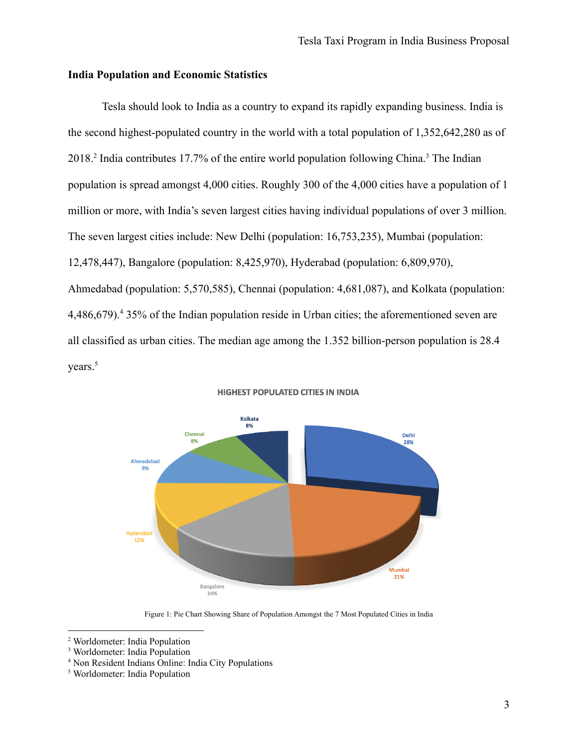### India Population and Economic Statistics

Tesla should look to India as a country to expand its rapidly expanding business. India is the second highest-populated country in the world with a total population of 1,352,642,280 as of 2018.[2] India contributes 17.7% of the entire world population following China.[3] The Indian population is spread amongst 4,000 cities. Roughly 300 of the 4,000 cities have a population of 1 million or more, with India's seven largest cities having individual populations of over 3 million. The seven largest cities include: New Delhi (population: 16,753,235), Mumbai (population: 12,478,447), Bangalore (population: 8,425,970), Hyderabad (population: 6,809,970), Ahmedabad (population: 5,570,585), Chennai (population: 4,681,087), and Kolkata (population: 4,486,679).[4] 35% of the Indian population reside in Urban cities; the aforementioned seven are all classified as urban cities. The median age among the 1.352 billion-person population is 28.4 years.[5]

HIGHEST POPULATED CITIES IN INDIA

Delhi 28%, Mumbai 21%, Bangalore 14%, Hyderabad 12%, Ahmedabad 9%, Chennai 8%, Kolkata 8%

Figure 1: Pie Chart Showing Share of Population Amongst the 7 Most Populated Cities in India

---

[2] Worldometer: India Population
[3] Worldometer: India Population
[4] Non Resident Indians Online: India City Populations
[5] Worldometer: India Population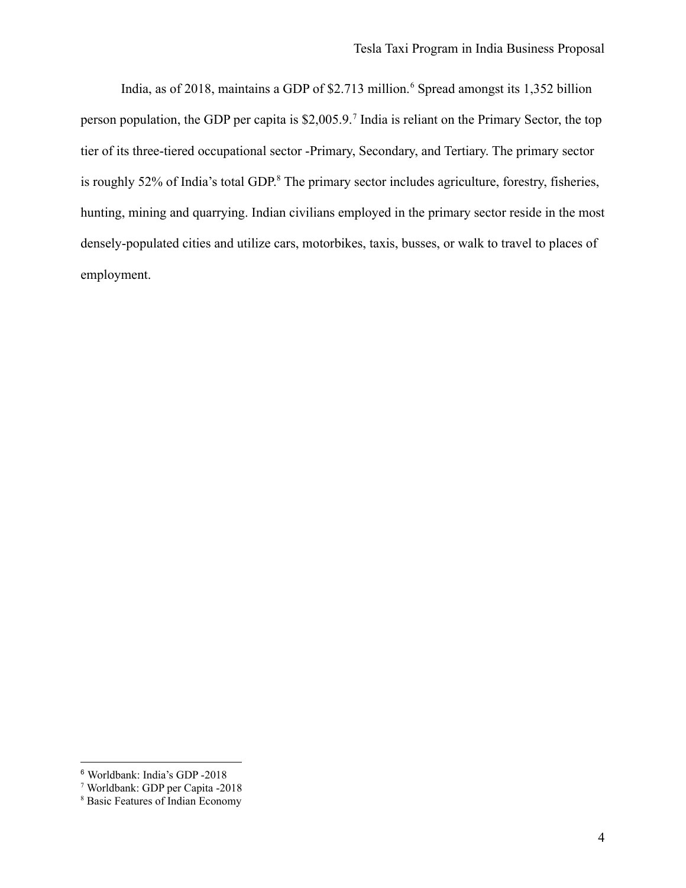India, as of 2018, maintains a GDP of $2.713 million.[6] Spread amongst its 1,352 billion person population, the GDP per capita is $2,005.9.[7] India is reliant on the Primary Sector, the top tier of its three-tiered occupational sector -Primary, Secondary, and Tertiary. The primary sector is roughly 52% of India's total GDP.[8] The primary sector includes agriculture, forestry, fisheries, hunting, mining and quarrying. Indian civilians employed in the primary sector reside in the most densely-populated cities and utilize cars, motorbikes, taxis, busses, or walk to travel to places of employment.

---

[6] Worldbank: India's GDP -2018

[7] Worldbank: GDP per Capita -2018

[8] Basic Features of Indian Economy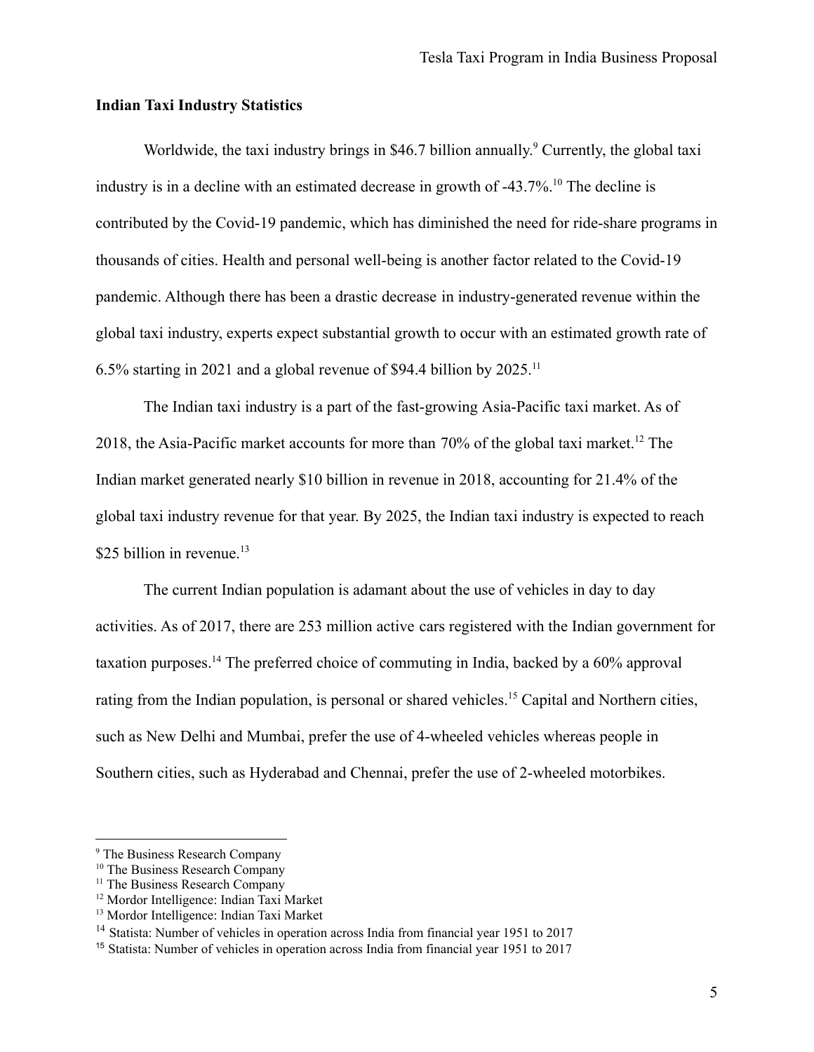**Indian Taxi Industry Statistics**

Worldwide, the taxi industry brings in $46.7 billion annually.[9] Currently, the global taxi industry is in a decline with an estimated decrease in growth of -43.7%.[10] The decline is contributed by the Covid-19 pandemic, which has diminished the need for ride-share programs in thousands of cities. Health and personal well-being is another factor related to the Covid-19 pandemic. Although there has been a drastic decrease in industry-generated revenue within the global taxi industry, experts expect substantial growth to occur with an estimated growth rate of 6.5% starting in 2021 and a global revenue of $94.4 billion by 2025.[11]

The Indian taxi industry is a part of the fast-growing Asia-Pacific taxi market. As of 2018, the Asia-Pacific market accounts for more than 70% of the global taxi market.[12] The Indian market generated nearly $10 billion in revenue in 2018, accounting for 21.4% of the global taxi industry revenue for that year. By 2025, the Indian taxi industry is expected to reach $25 billion in revenue.[13]

The current Indian population is adamant about the use of vehicles in day to day activities. As of 2017, there are 253 million active cars registered with the Indian government for taxation purposes.[14] The preferred choice of commuting in India, backed by a 60% approval rating from the Indian population, is personal or shared vehicles.[15] Capital and Northern cities, such as New Delhi and Mumbai, prefer the use of 4-wheeled vehicles whereas people in Southern cities, such as Hyderabad and Chennai, prefer the use of 2-wheeled motorbikes.

---

[9] The Business Research Company

[10] The Business Research Company

[11] The Business Research Company

[12] Mordor Intelligence: Indian Taxi Market

[13] Mordor Intelligence: Indian Taxi Market

[14] Statista: Number of vehicles in operation across India from financial year 1951 to 2017

[15] Statista: Number of vehicles in operation across India from financial year 1951 to 2017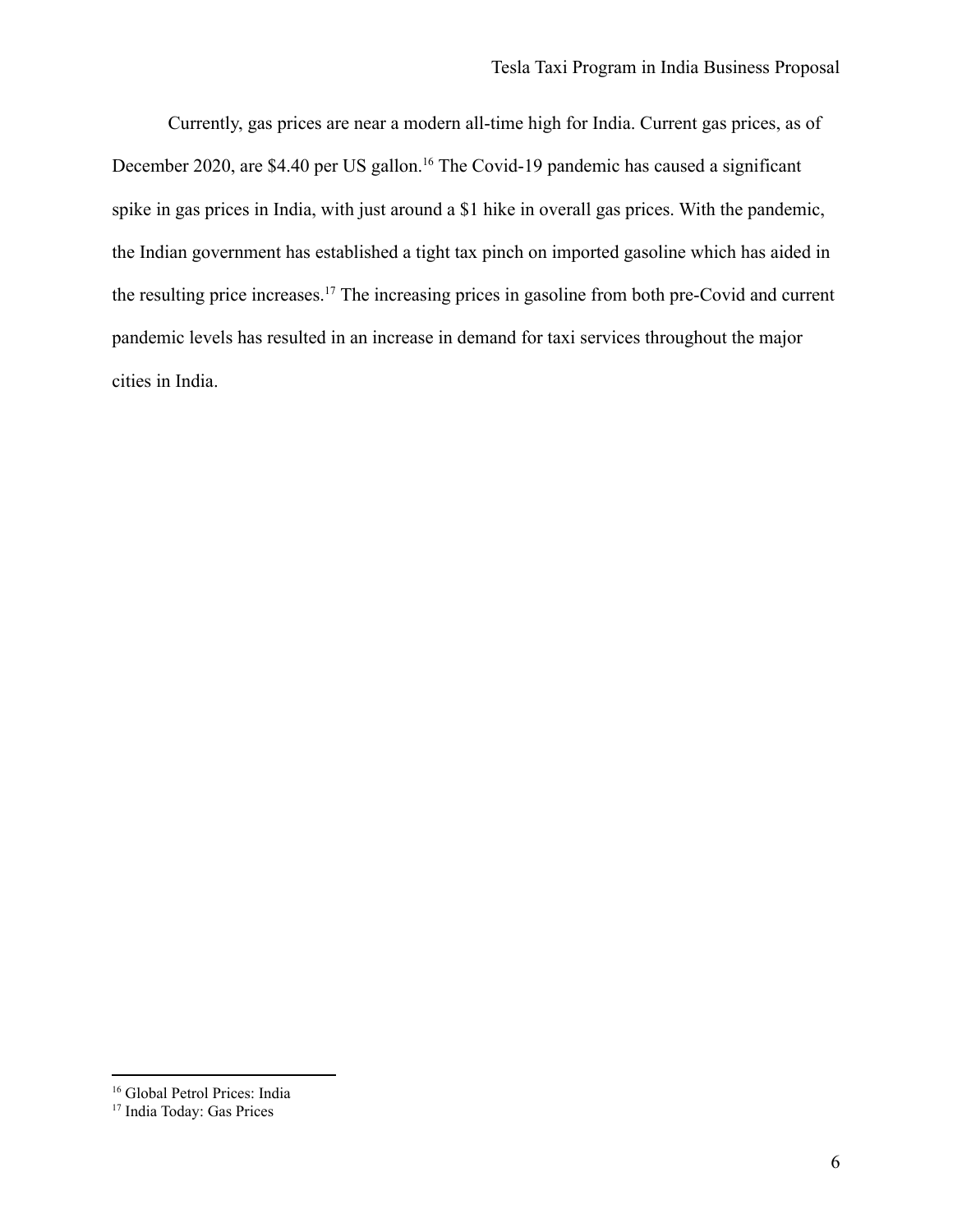Currently, gas prices are near a modern all-time high for India. Current gas prices, as of December 2020, are $4.40 per US gallon.[16] The Covid-19 pandemic has caused a significant spike in gas prices in India, with just around a $1 hike in overall gas prices. With the pandemic, the Indian government has established a tight tax pinch on imported gasoline which has aided in the resulting price increases.[17] The increasing prices in gasoline from both pre-Covid and current pandemic levels has resulted in an increase in demand for taxi services throughout the major cities in India.

---

[16] Global Petrol Prices: India

[17] India Today: Gas Prices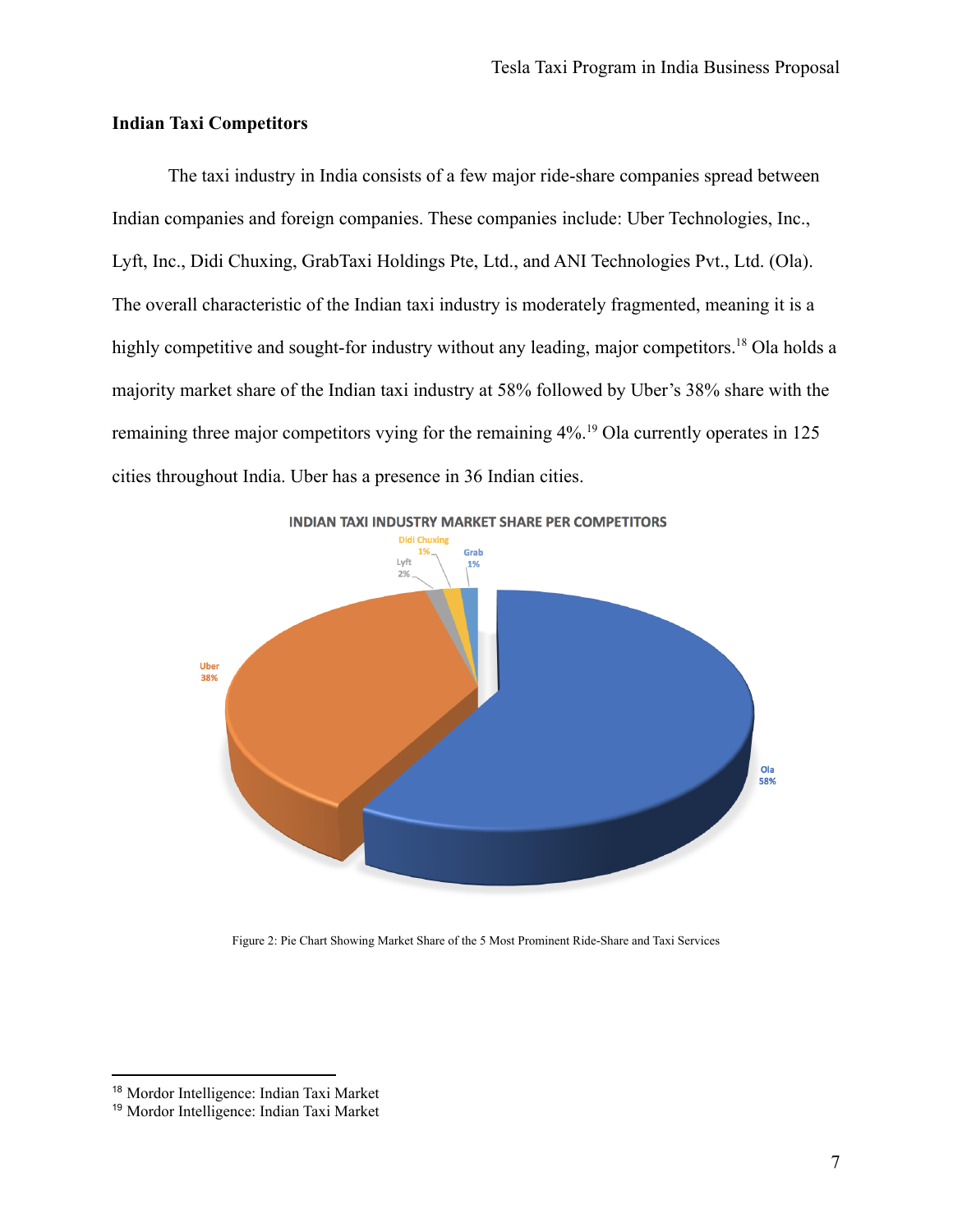### Indian Taxi Competitors

The taxi industry in India consists of a few major ride-share companies spread between Indian companies and foreign companies. These companies include: Uber Technologies, Inc., Lyft, Inc., Didi Chuxing, GrabTaxi Holdings Pte, Ltd., and ANI Technologies Pvt., Ltd. (Ola). The overall characteristic of the Indian taxi industry is moderately fragmented, meaning it is a highly competitive and sought-for industry without any leading, major competitors.[18] Ola holds a majority market share of the Indian taxi industry at 58% followed by Uber's 38% share with the remaining three major competitors vying for the remaining 4%.[19] Ola currently operates in 125 cities throughout India. Uber has a presence in 36 Indian cities.

INDIAN TAXI INDUSTRY MARKET SHARE PER COMPETITORS

Didi Chuxing 1%, Grab 1%, Lyft 2%, Uber 38%, Ola 58%

Figure 2: Pie Chart Showing Market Share of the 5 Most Prominent Ride-Share and Taxi Services

[18] Mordor Intelligence: Indian Taxi Market
[19] Mordor Intelligence: Indian Taxi Market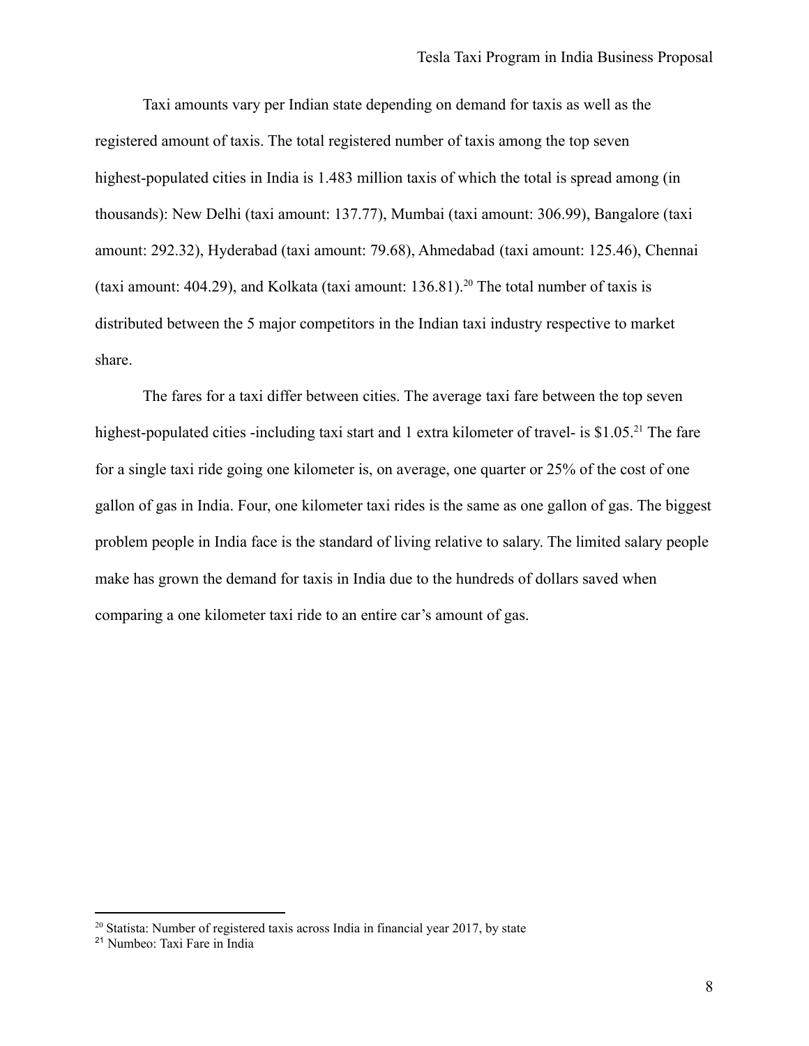Taxi amounts vary per Indian state depending on demand for taxis as well as the registered amount of taxis. The total registered number of taxis among the top seven highest-populated cities in India is 1.483 million taxis of which the total is spread among (in thousands): New Delhi (taxi amount: 137.77), Mumbai (taxi amount: 306.99), Bangalore (taxi amount: 292.32), Hyderabad (taxi amount: 79.68), Ahmedabad (taxi amount: 125.46), Chennai (taxi amount: 404.29), and Kolkata (taxi amount: 136.81).[20] The total number of taxis is distributed between the 5 major competitors in the Indian taxi industry respective to market share.

The fares for a taxi differ between cities. The average taxi fare between the top seven highest-populated cities -including taxi start and 1 extra kilometer of travel- is $1.05.[21] The fare for a single taxi ride going one kilometer is, on average, one quarter or 25% of the cost of one gallon of gas in India. Four, one kilometer taxi rides is the same as one gallon of gas. The biggest problem people in India face is the standard of living relative to salary. The limited salary people make has grown the demand for taxis in India due to the hundreds of dollars saved when comparing a one kilometer taxi ride to an entire car's amount of gas.

[20] Statista: Number of registered taxis across India in financial year 2017, by state

[21] Numbeo: Taxi Fare in India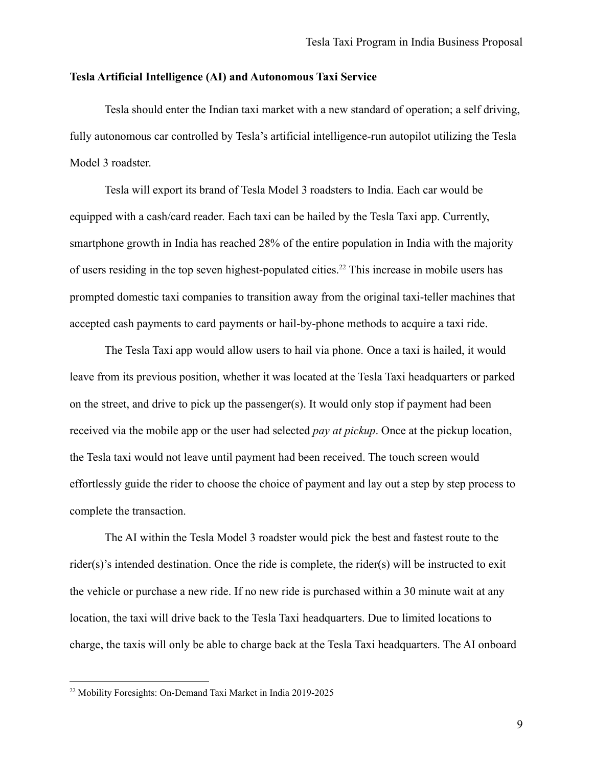**Tesla Artificial Intelligence (AI) and Autonomous Taxi Service**

Tesla should enter the Indian taxi market with a new standard of operation; a self driving, fully autonomous car controlled by Tesla's artificial intelligence-run autopilot utilizing the Tesla Model 3 roadster.

Tesla will export its brand of Tesla Model 3 roadsters to India. Each car would be equipped with a cash/card reader. Each taxi can be hailed by the Tesla Taxi app. Currently, smartphone growth in India has reached 28% of the entire population in India with the majority of users residing in the top seven highest-populated cities.[22] This increase in mobile users has prompted domestic taxi companies to transition away from the original taxi-teller machines that accepted cash payments to card payments or hail-by-phone methods to acquire a taxi ride.

The Tesla Taxi app would allow users to hail via phone. Once a taxi is hailed, it would leave from its previous position, whether it was located at the Tesla Taxi headquarters or parked on the street, and drive to pick up the passenger(s). It would only stop if payment had been received via the mobile app or the user had selected *pay at pickup*. Once at the pickup location, the Tesla taxi would not leave until payment had been received. The touch screen would effortlessly guide the rider to choose the choice of payment and lay out a step by step process to complete the transaction.

The AI within the Tesla Model 3 roadster would pick the best and fastest route to the rider(s)'s intended destination. Once the ride is complete, the rider(s) will be instructed to exit the vehicle or purchase a new ride. If no new ride is purchased within a 30 minute wait at any location, the taxi will drive back to the Tesla Taxi headquarters. Due to limited locations to charge, the taxis will only be able to charge back at the Tesla Taxi headquarters. The AI onboard

[22] Mobility Foresights: On-Demand Taxi Market in India 2019-2025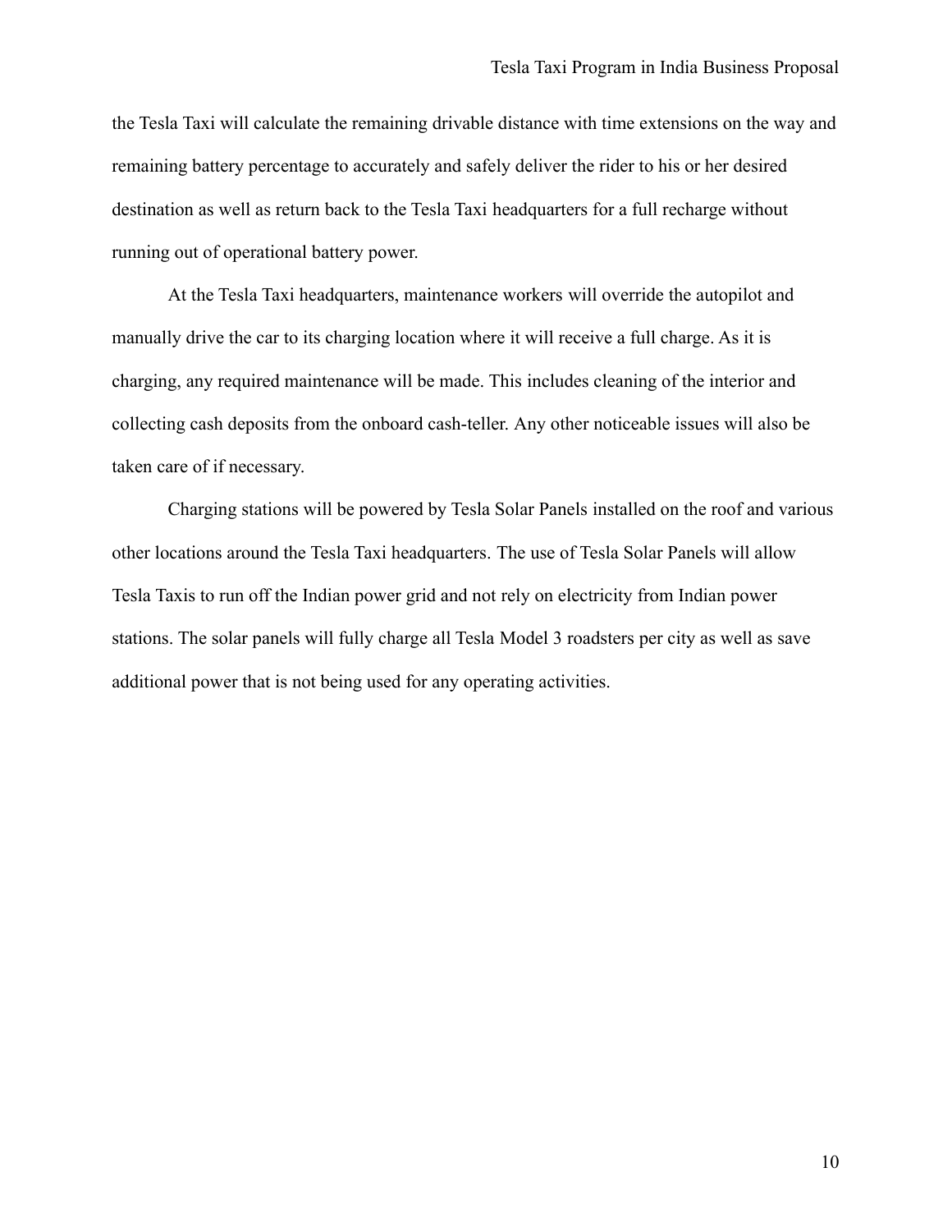the Tesla Taxi will calculate the remaining drivable distance with time extensions on the way and remaining battery percentage to accurately and safely deliver the rider to his or her desired destination as well as return back to the Tesla Taxi headquarters for a full recharge without running out of operational battery power.

At the Tesla Taxi headquarters, maintenance workers will override the autopilot and manually drive the car to its charging location where it will receive a full charge. As it is charging, any required maintenance will be made. This includes cleaning of the interior and collecting cash deposits from the onboard cash-teller. Any other noticeable issues will also be taken care of if necessary.

Charging stations will be powered by Tesla Solar Panels installed on the roof and various other locations around the Tesla Taxi headquarters. The use of Tesla Solar Panels will allow Tesla Taxis to run off the Indian power grid and not rely on electricity from Indian power stations. The solar panels will fully charge all Tesla Model 3 roadsters per city as well as save additional power that is not being used for any operating activities.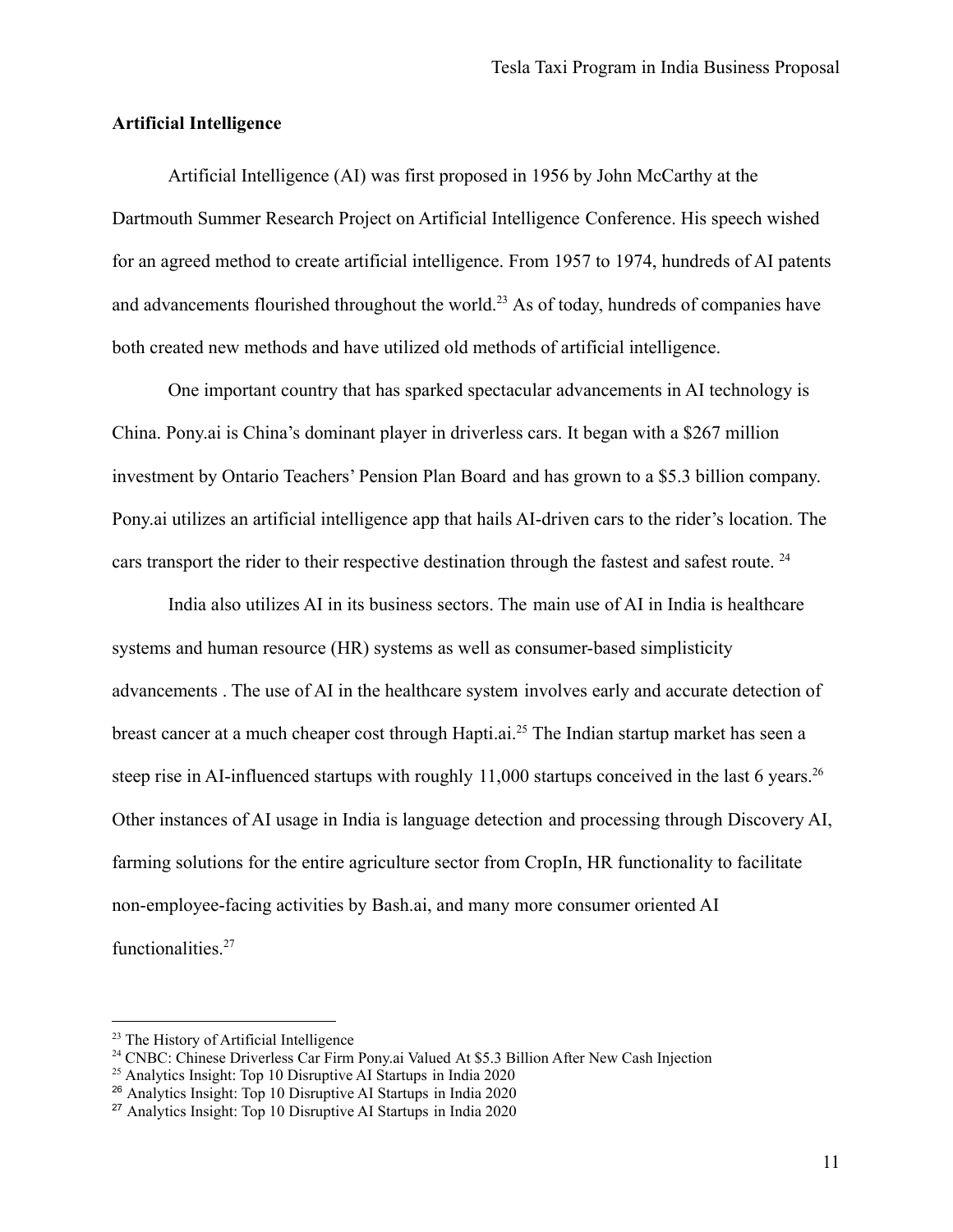**Artificial Intelligence**

Artificial Intelligence (AI) was first proposed in 1956 by John McCarthy at the Dartmouth Summer Research Project on Artificial Intelligence Conference. His speech wished for an agreed method to create artificial intelligence. From 1957 to 1974, hundreds of AI patents and advancements flourished throughout the world.[23] As of today, hundreds of companies have both created new methods and have utilized old methods of artificial intelligence.

One important country that has sparked spectacular advancements in AI technology is China. Pony.ai is China's dominant player in driverless cars. It began with a $267 million investment by Ontario Teachers' Pension Plan Board and has grown to a $5.3 billion company. Pony.ai utilizes an artificial intelligence app that hails AI-driven cars to the rider's location. The cars transport the rider to their respective destination through the fastest and safest route. [24]

India also utilizes AI in its business sectors. The main use of AI in India is healthcare systems and human resource (HR) systems as well as consumer-based simplisticity advancements . The use of AI in the healthcare system involves early and accurate detection of breast cancer at a much cheaper cost through Hapti.ai.[25] The Indian startup market has seen a steep rise in AI-influenced startups with roughly 11,000 startups conceived in the last 6 years.[26] Other instances of AI usage in India is language detection and processing through Discovery AI, farming solutions for the entire agriculture sector from CropIn, HR functionality to facilitate non-employee-facing activities by Bash.ai, and many more consumer oriented AI functionalities.[27]

---

[23] The History of Artificial Intelligence

[24] CNBC: Chinese Driverless Car Firm Pony.ai Valued At $5.3 Billion After New Cash Injection

[25] Analytics Insight: Top 10 Disruptive AI Startups in India 2020

[26] Analytics Insight: Top 10 Disruptive AI Startups in India 2020

[27] Analytics Insight: Top 10 Disruptive AI Startups in India 2020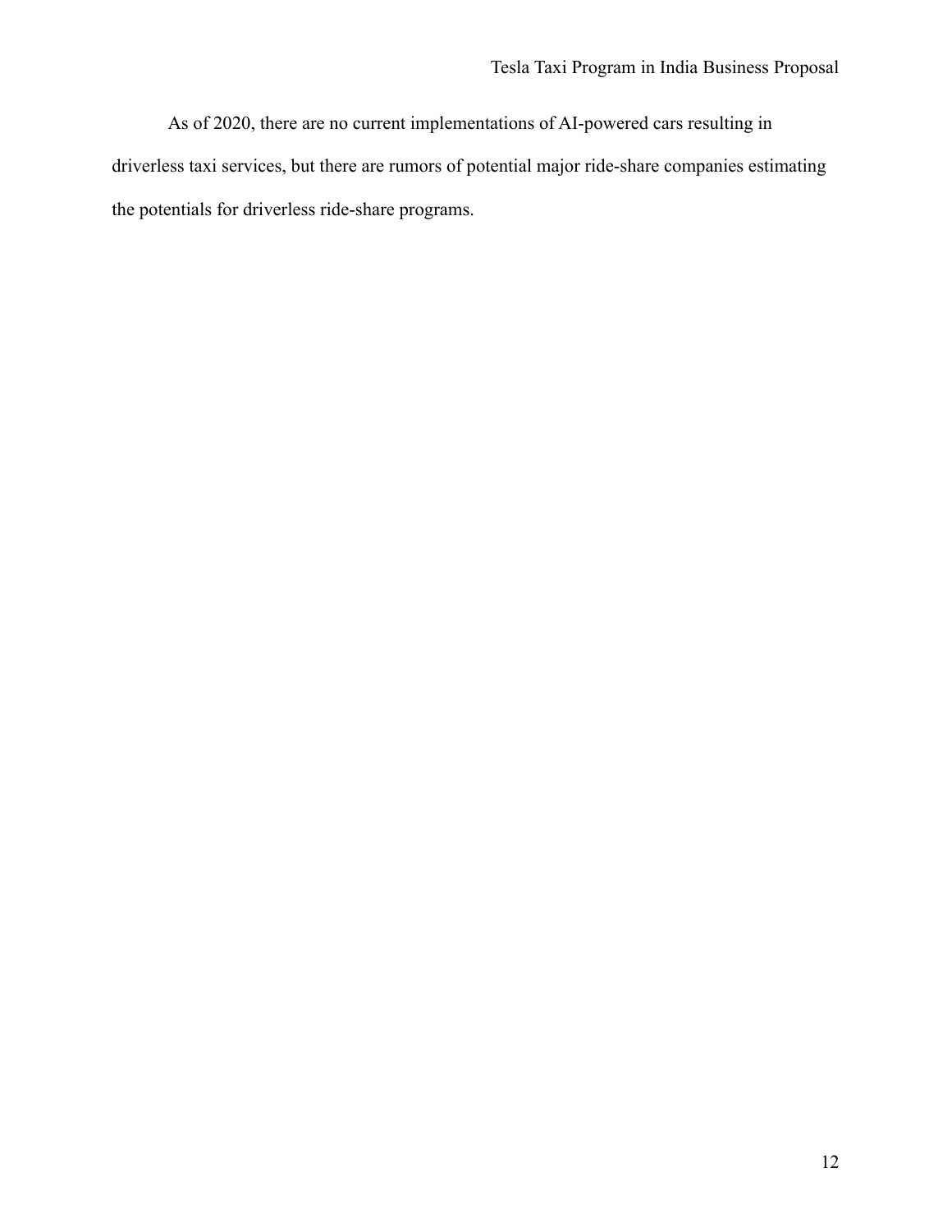As of 2020, there are no current implementations of AI-powered cars resulting in driverless taxi services, but there are rumors of potential major ride-share companies estimating the potentials for driverless ride-share programs.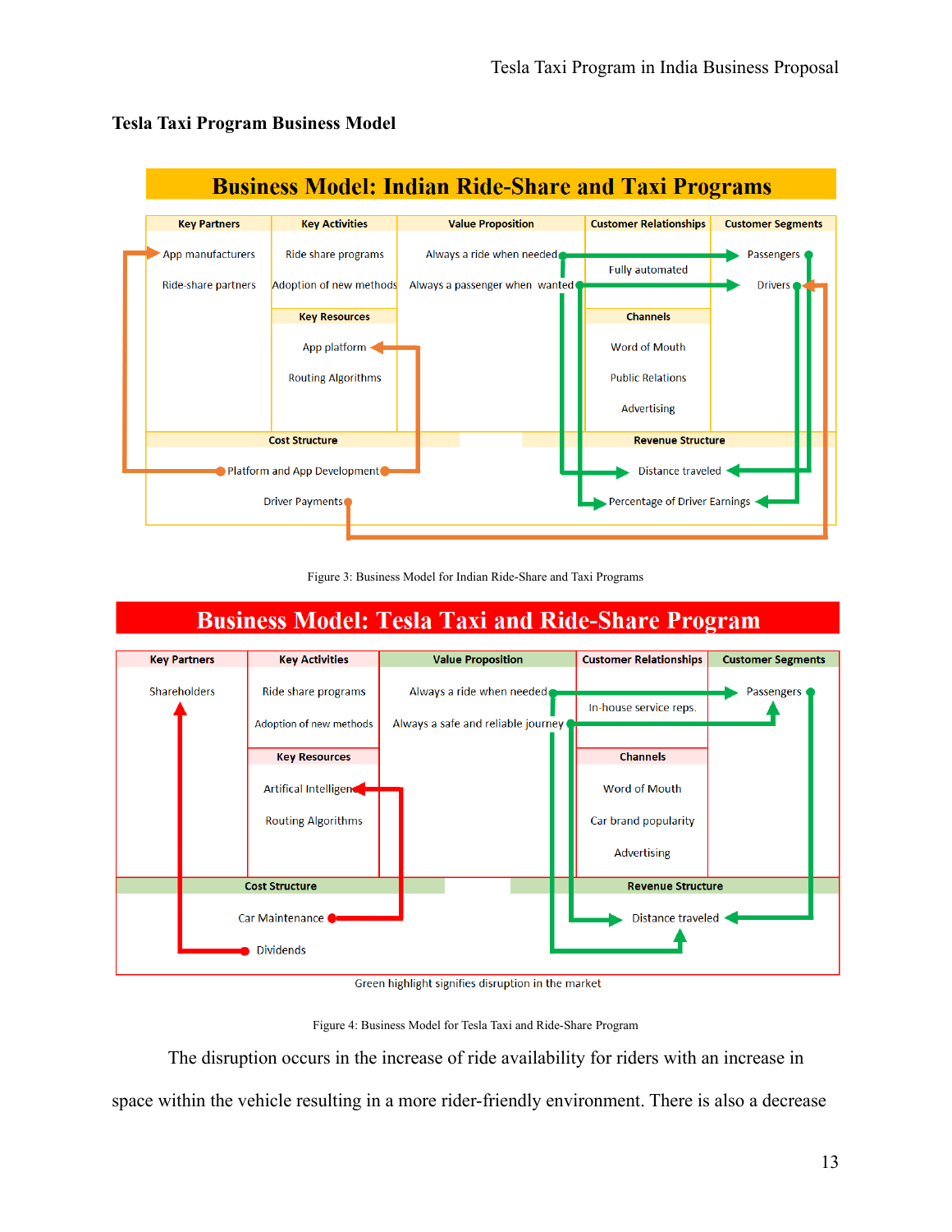### Tesla Taxi Program Business Model

**Business Model: Indian Ride-Share and Taxi Programs**

| Key Partners | Key Activities | Value Proposition | Customer Relationships | Customer Segments |
|---|---|---|---|---|
| App manufacturers<br>Ride-share partners | Ride share programs<br>Adoption of new methods | Always a ride when needed<br>Always a passenger when wanted | Fully automated | Passengers<br>Drivers |
| | **Key Resources**<br>App platform<br>Routing Algorithms | | **Channels**<br>Word of Mouth<br>Public Relations<br>Advertising | |

| Cost Structure | Revenue Structure |
|---|---|
| Platform and App Development<br>Driver Payments | Distance traveled<br>Percentage of Driver Earnings |

Figure 3: Business Model for Indian Ride-Share and Taxi Programs

**Business Model: Tesla Taxi and Ride-Share Program**

| Key Partners | Key Activities | Value Proposition | Customer Relationships | Customer Segments |
|---|---|---|---|---|
| Shareholders | Ride share programs<br>Adoption of new methods | Always a ride when needed<br>Always a safe and reliable journey | In-house service reps. | Passengers |
| | **Key Resources**<br>Artifical Intelligence<br>Routing Algorithms | | **Channels**<br>Word of Mouth<br>Car brand popularity<br>Advertising | |

| Cost Structure | Revenue Structure |
|---|---|
| Car Maintenance<br>Dividends | Distance traveled |

Green highlight signifies disruption in the market

Figure 4: Business Model for Tesla Taxi and Ride-Share Program

The disruption occurs in the increase of ride availability for riders with an increase in space within the vehicle resulting in a more rider-friendly environment. There is also a decrease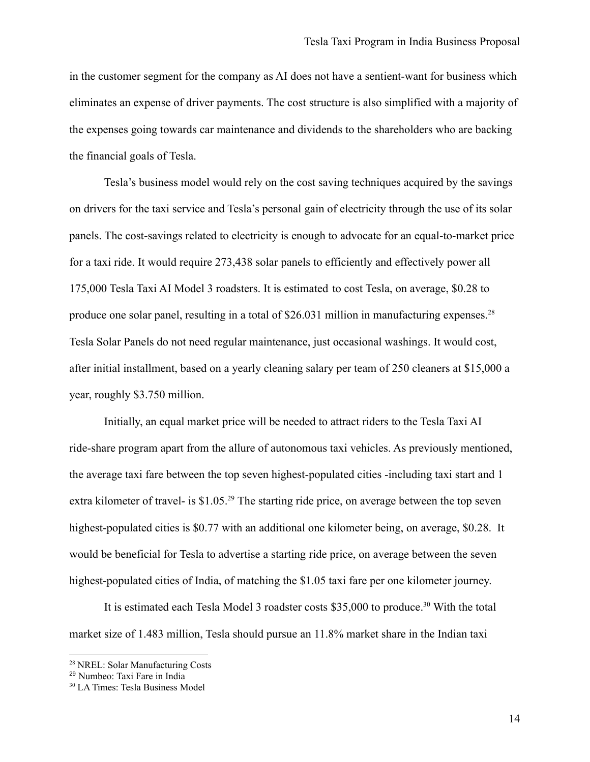in the customer segment for the company as AI does not have a sentient-want for business which eliminates an expense of driver payments. The cost structure is also simplified with a majority of the expenses going towards car maintenance and dividends to the shareholders who are backing the financial goals of Tesla.

Tesla's business model would rely on the cost saving techniques acquired by the savings on drivers for the taxi service and Tesla's personal gain of electricity through the use of its solar panels. The cost-savings related to electricity is enough to advocate for an equal-to-market price for a taxi ride. It would require 273,438 solar panels to efficiently and effectively power all 175,000 Tesla Taxi AI Model 3 roadsters. It is estimated to cost Tesla, on average, $0.28 to produce one solar panel, resulting in a total of $26.031 million in manufacturing expenses.[28] Tesla Solar Panels do not need regular maintenance, just occasional washings. It would cost, after initial installment, based on a yearly cleaning salary per team of 250 cleaners at $15,000 a year, roughly $3.750 million.

Initially, an equal market price will be needed to attract riders to the Tesla Taxi AI ride-share program apart from the allure of autonomous taxi vehicles. As previously mentioned, the average taxi fare between the top seven highest-populated cities -including taxi start and 1 extra kilometer of travel- is $1.05.[29] The starting ride price, on average between the top seven highest-populated cities is $0.77 with an additional one kilometer being, on average, $0.28. It would be beneficial for Tesla to advertise a starting ride price, on average between the seven highest-populated cities of India, of matching the $1.05 taxi fare per one kilometer journey.

It is estimated each Tesla Model 3 roadster costs $35,000 to produce.[30] With the total market size of 1.483 million, Tesla should pursue an 11.8% market share in the Indian taxi

---

[28] NREL: Solar Manufacturing Costs

[29] Numbeo: Taxi Fare in India

[30] LA Times: Tesla Business Model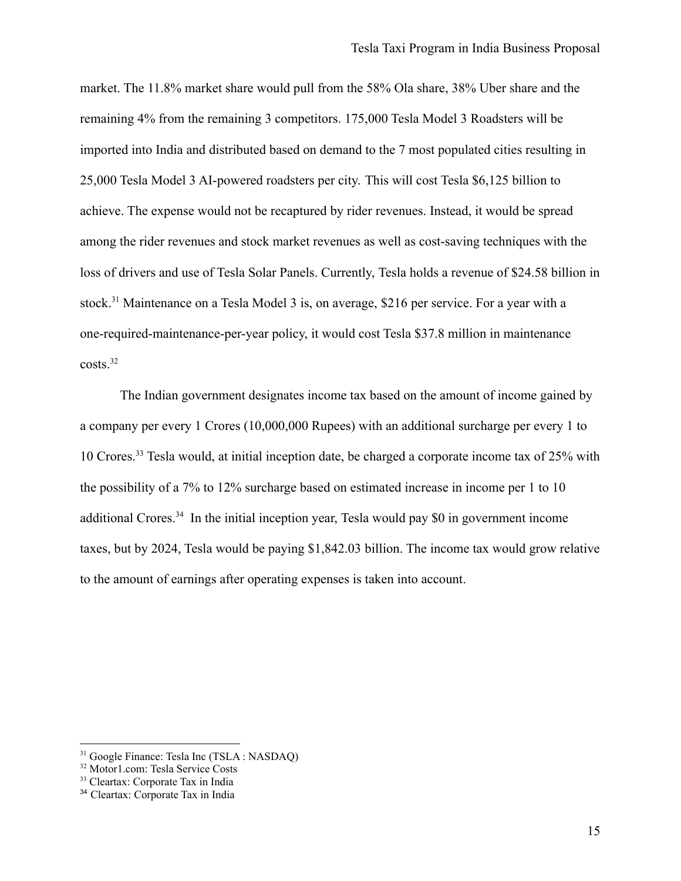market. The 11.8% market share would pull from the 58% Ola share, 38% Uber share and the remaining 4% from the remaining 3 competitors. 175,000 Tesla Model 3 Roadsters will be imported into India and distributed based on demand to the 7 most populated cities resulting in 25,000 Tesla Model 3 AI-powered roadsters per city. This will cost Tesla $6,125 billion to achieve. The expense would not be recaptured by rider revenues. Instead, it would be spread among the rider revenues and stock market revenues as well as cost-saving techniques with the loss of drivers and use of Tesla Solar Panels. Currently, Tesla holds a revenue of $24.58 billion in stock.[31] Maintenance on a Tesla Model 3 is, on average, $216 per service. For a year with a one-required-maintenance-per-year policy, it would cost Tesla $37.8 million in maintenance costs.[32]

The Indian government designates income tax based on the amount of income gained by a company per every 1 Crores (10,000,000 Rupees) with an additional surcharge per every 1 to 10 Crores.[33] Tesla would, at initial inception date, be charged a corporate income tax of 25% with the possibility of a 7% to 12% surcharge based on estimated increase in income per 1 to 10 additional Crores.[34] In the initial inception year, Tesla would pay $0 in government income taxes, but by 2024, Tesla would be paying $1,842.03 billion. The income tax would grow relative to the amount of earnings after operating expenses is taken into account.

---

[31] Google Finance: Tesla Inc (TSLA : NASDAQ)
[32] Motor1.com: Tesla Service Costs
[33] Cleartax: Corporate Tax in India
[34] Cleartax: Corporate Tax in India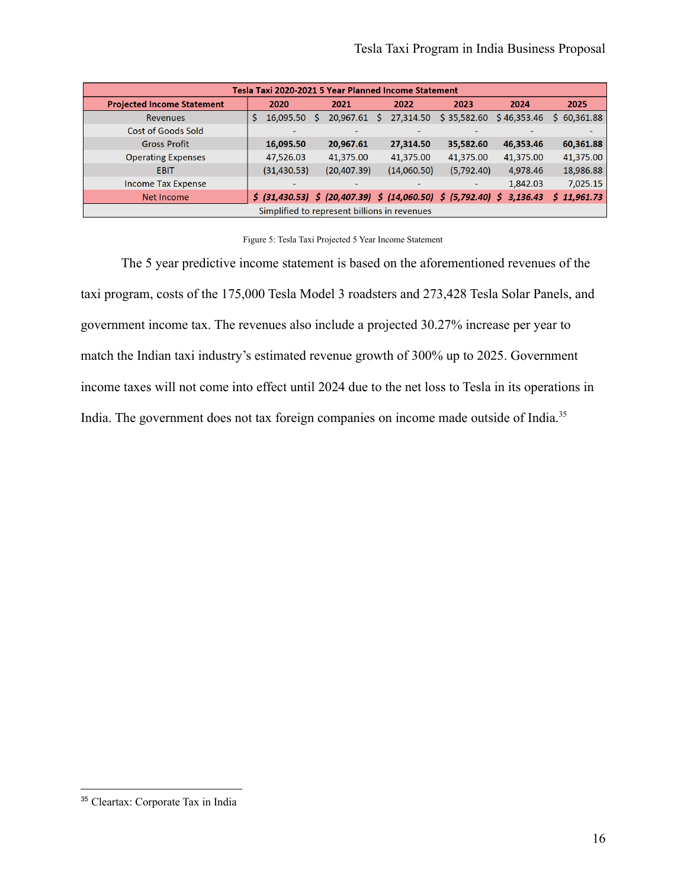| Tesla Taxi 2020-2021 5 Year Planned Income Statement | | | | | | |
|---|---|---|---|---|---|---|
| **Projected Income Statement** | **2020** | **2021** | **2022** | **2023** | **2024** | **2025** |
| Revenues | $ 16,095.50 | $ 20,967.61 | $ 27,314.50 | $ 35,582.60 | $ 46,353.46 | $ 60,361.88 |
| Cost of Goods Sold | - | - | - | - | - | - |
| Gross Profit | **16,095.50** | **20,967.61** | **27,314.50** | **35,582.60** | **46,353.46** | **60,361.88** |
| Operating Expenses | 47,526.03 | 41,375.00 | 41,375.00 | 41,375.00 | 41,375.00 | 41,375.00 |
| EBIT | (31,430.53) | (20,407.39) | (14,060.50) | (5,792.40) | 4,978.46 | 18,986.88 |
| Income Tax Expense | - | - | - | - | 1,842.03 | 7,025.15 |
| Net Income | ***$ (31,430.53)*** | ***$ (20,407.39)*** | ***$ (14,060.50)*** | ***$ (5,792.40)*** | ***$ 3,136.43*** | ***$ 11,961.73*** |
| Simplified to represent billions in revenues | | | | | | |

Figure 5: Tesla Taxi Projected 5 Year Income Statement

The 5 year predictive income statement is based on the aforementioned revenues of the taxi program, costs of the 175,000 Tesla Model 3 roadsters and 273,428 Tesla Solar Panels, and government income tax. The revenues also include a projected 30.27% increase per year to match the Indian taxi industry's estimated revenue growth of 300% up to 2025. Government income taxes will not come into effect until 2024 due to the net loss to Tesla in its operations in India. The government does not tax foreign companies on income made outside of India.[35]

[35] Cleartax: Corporate Tax in India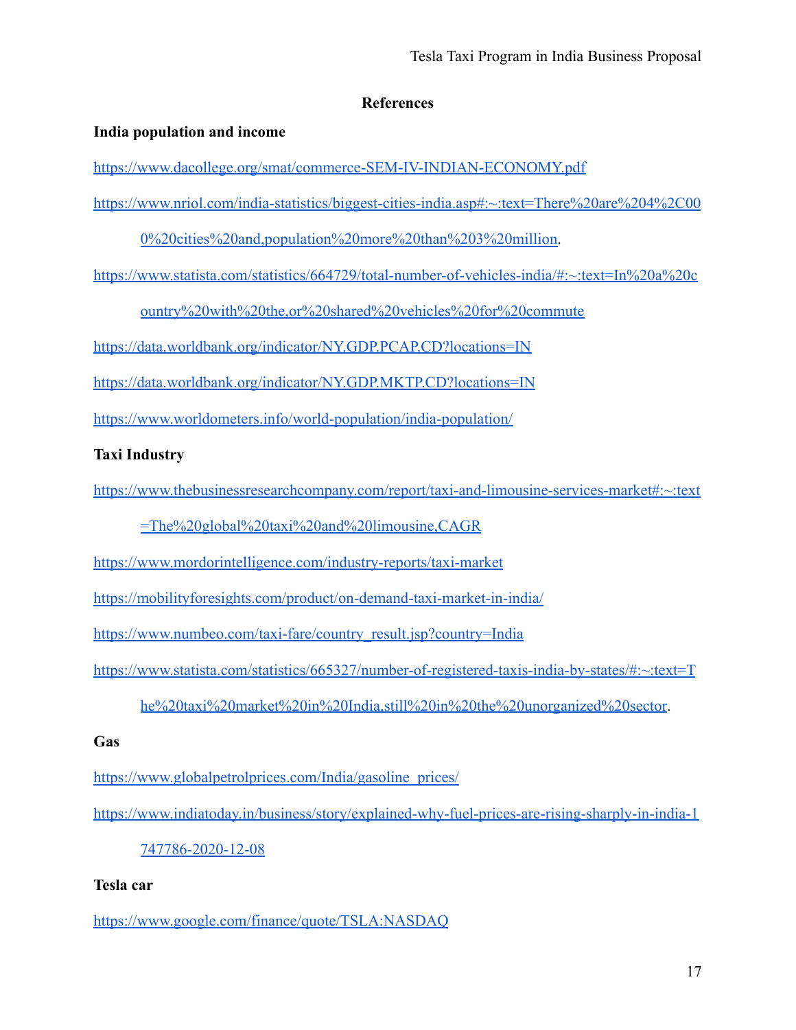## References

**India population and income**

https://www.dacollege.org/smat/commerce-SEM-IV-INDIAN-ECONOMY.pdf

https://www.nriol.com/india-statistics/biggest-cities-india.asp#:~:text=There%20are%204%2C000%20cities%20and,population%20more%20than%203%20million.

https://www.statista.com/statistics/664729/total-number-of-vehicles-india/#:~:text=In%20a%20country%20with%20the,or%20shared%20vehicles%20for%20commute

https://data.worldbank.org/indicator/NY.GDP.PCAP.CD?locations=IN

https://data.worldbank.org/indicator/NY.GDP.MKTP.CD?locations=IN

https://www.worldometers.info/world-population/india-population/

**Taxi Industry**

https://www.thebusinessresearchcompany.com/report/taxi-and-limousine-services-market#:~:text=The%20global%20taxi%20and%20limousine,CAGR

https://www.mordorintelligence.com/industry-reports/taxi-market

https://mobilityforesights.com/product/on-demand-taxi-market-in-india/

https://www.numbeo.com/taxi-fare/country_result.jsp?country=India

https://www.statista.com/statistics/665327/number-of-registered-taxis-india-by-states/#:~:text=The%20taxi%20market%20in%20India,still%20in%20the%20unorganized%20sector.

**Gas**

https://www.globalpetrolprices.com/India/gasoline_prices/

https://www.indiatoday.in/business/story/explained-why-fuel-prices-are-rising-sharply-in-india-1747786-2020-12-08

**Tesla car**

https://www.google.com/finance/quote/TSLA:NASDAQ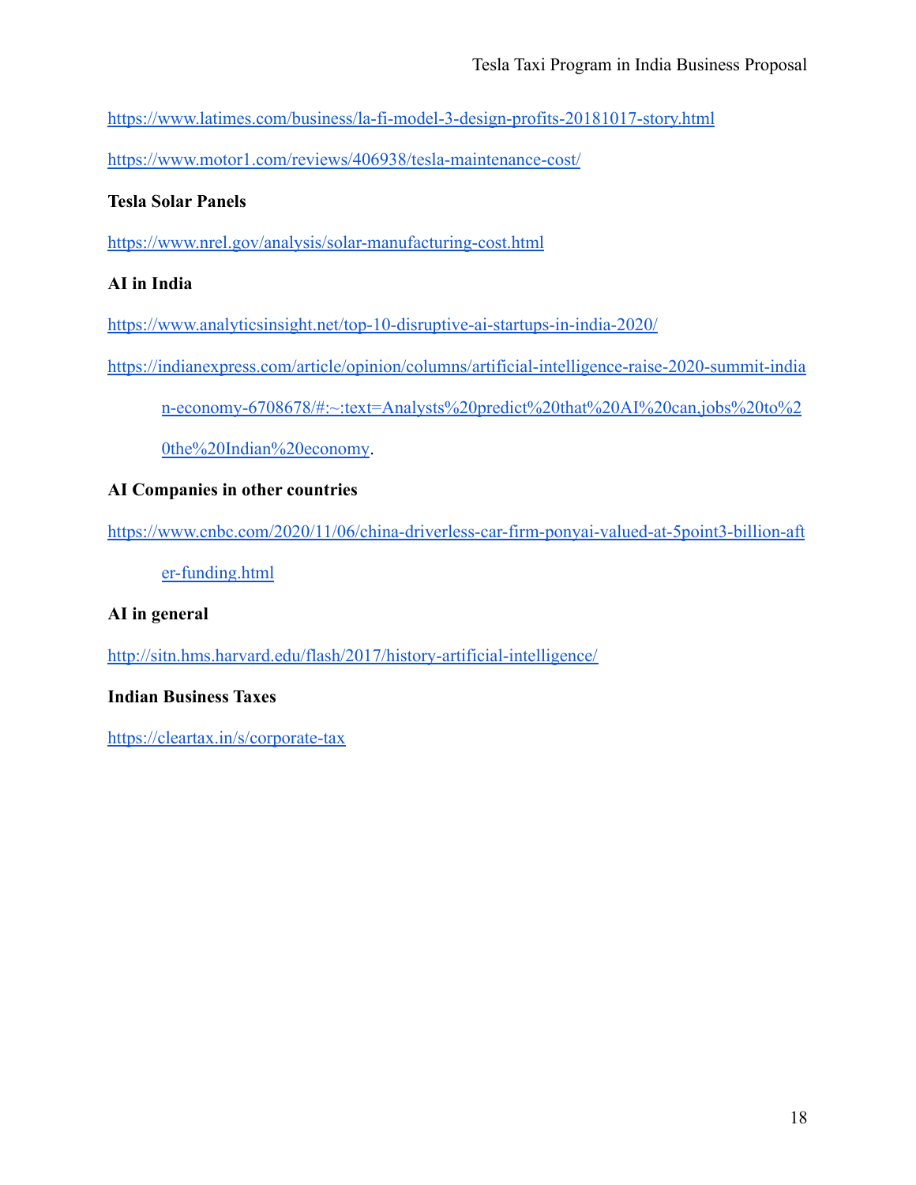https://www.latimes.com/business/la-fi-model-3-design-profits-20181017-story.html

https://www.motor1.com/reviews/406938/tesla-maintenance-cost/

**Tesla Solar Panels**

https://www.nrel.gov/analysis/solar-manufacturing-cost.html

**AI in India**

https://www.analyticsinsight.net/top-10-disruptive-ai-startups-in-india-2020/

https://indianexpress.com/article/opinion/columns/artificial-intelligence-raise-2020-summit-indian-economy-6708678/#:~:text=Analysts%20predict%20that%20AI%20can,jobs%20to%20the%20Indian%20economy.

**AI Companies in other countries**

https://www.cnbc.com/2020/11/06/china-driverless-car-firm-ponyai-valued-at-5point3-billion-after-funding.html

**AI in general**

http://sitn.hms.harvard.edu/flash/2017/history-artificial-intelligence/

**Indian Business Taxes**

https://cleartax.in/s/corporate-tax